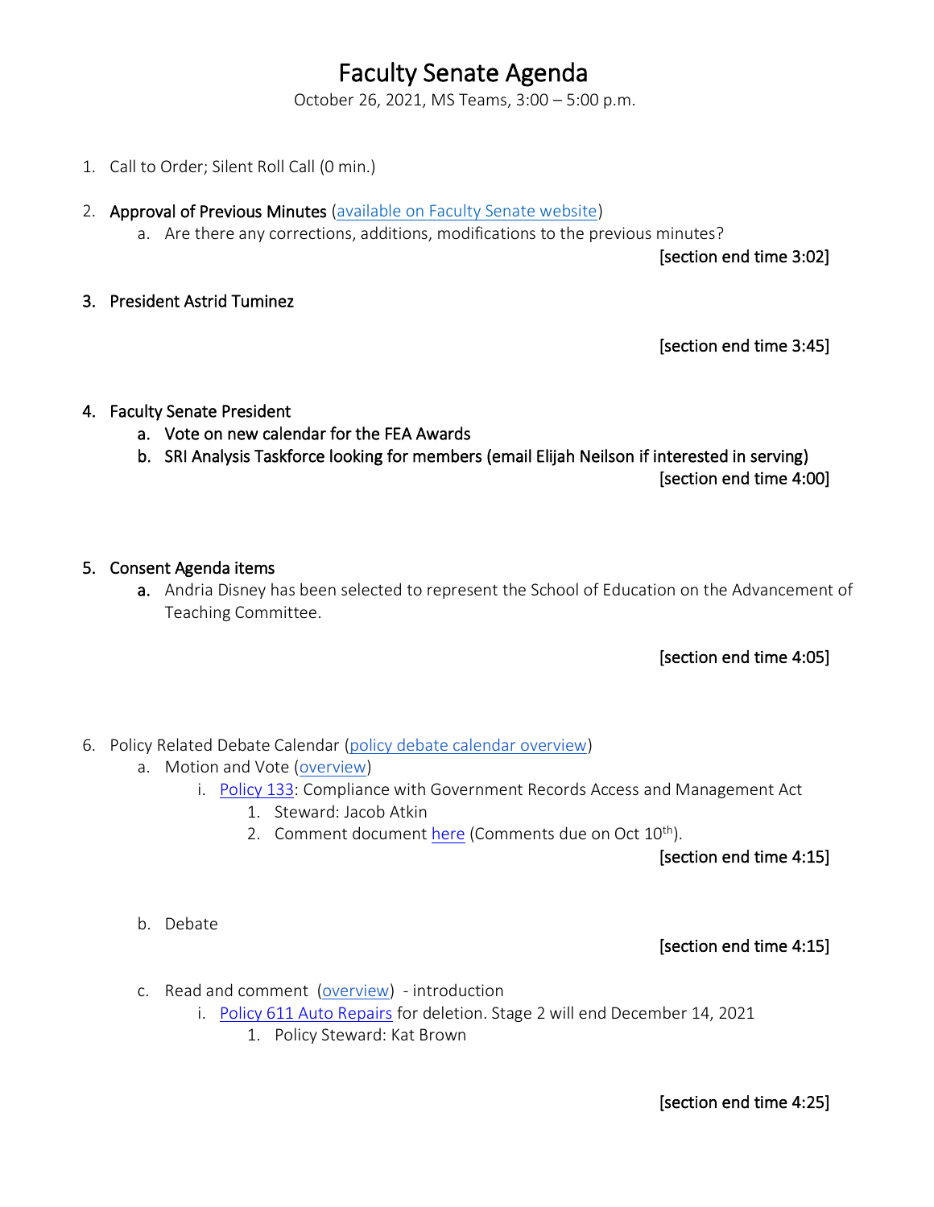# Faculty Senate Agenda

October 26, 2021, MS Teams, 3:00 – 5:00 p.m.

1. Call to Order; Silent Roll Call (0 min.)

2. **Approval of Previous Minutes** (available on Faculty Senate website)
   a. Are there any corrections, additions, modifications to the previous minutes?

   **[section end time 3:02]**

3. **President Astrid Tuminez**

   **[section end time 3:45]**

4. **Faculty Senate President**
   a. **Vote on new calendar for the FEA Awards**
   b. **SRI Analysis Taskforce looking for members (email Elijah Neilson if interested in serving)**

   **[section end time 4:00]**

5. **Consent Agenda items**
   a. Andria Disney has been selected to represent the School of Education on the Advancement of Teaching Committee.

   **[section end time 4:05]**

6. Policy Related Debate Calendar (policy debate calendar overview)
   a. Motion and Vote (overview)
      i. Policy 133: Compliance with Government Records Access and Management Act
         1. Steward: Jacob Atkin
         2. Comment document here (Comments due on Oct 10th).

      **[section end time 4:15]**

   b. Debate

      **[section end time 4:15]**

   c. Read and comment (overview) - introduction
      i. Policy 611 Auto Repairs for deletion. Stage 2 will end December 14, 2021
         1. Policy Steward: Kat Brown

      **[section end time 4:25]**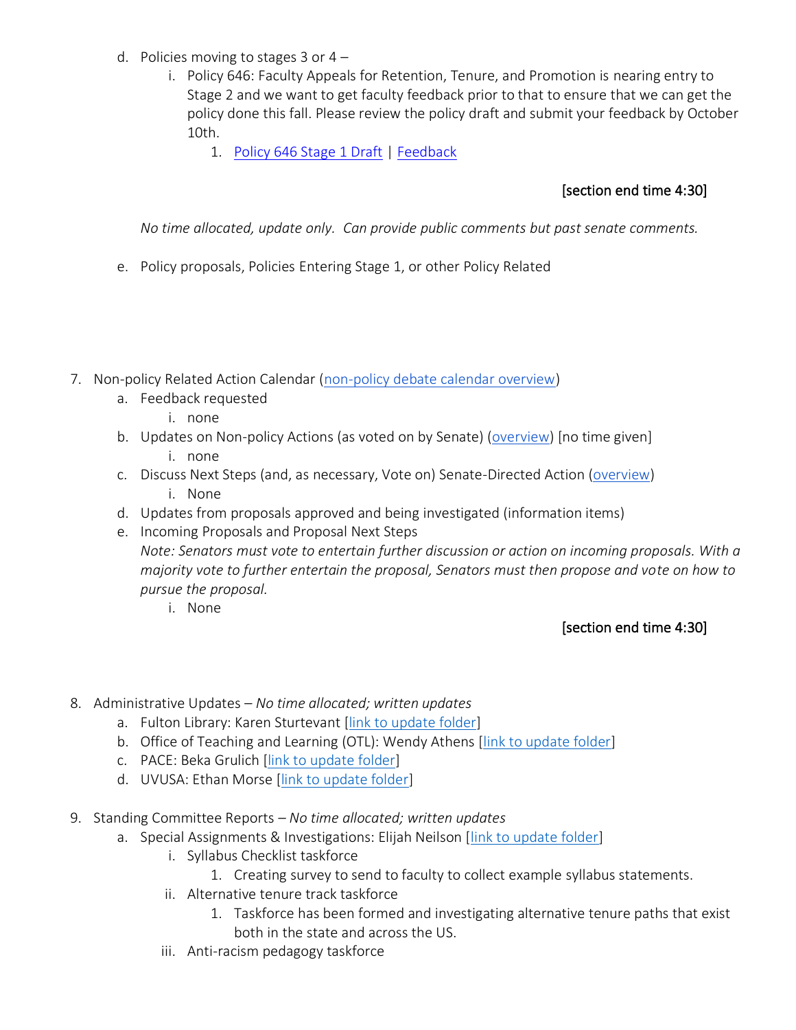d. Policies moving to stages 3 or 4 –
    i. Policy 646: Faculty Appeals for Retention, Tenure, and Promotion is nearing entry to Stage 2 and we want to get faculty feedback prior to that to ensure that we can get the policy done this fall. Please review the policy draft and submit your feedback by October 10th.
        1. Policy 646 Stage 1 Draft | Feedback

[section end time 4:30]

*No time allocated, update only. Can provide public comments but past senate comments.*

e. Policy proposals, Policies Entering Stage 1, or other Policy Related

7. Non-policy Related Action Calendar (non-policy debate calendar overview)
    a. Feedback requested
        i. none
    b. Updates on Non-policy Actions (as voted on by Senate) (overview) [no time given]
        i. none
    c. Discuss Next Steps (and, as necessary, Vote on) Senate-Directed Action (overview)
        i. None
    d. Updates from proposals approved and being investigated (information items)
    e. Incoming Proposals and Proposal Next Steps
       *Note: Senators must vote to entertain further discussion or action on incoming proposals. With a majority vote to further entertain the proposal, Senators must then propose and vote on how to pursue the proposal.*
        i. None

[section end time 4:30]

8. Administrative Updates – *No time allocated; written updates*
    a. Fulton Library: Karen Sturtevant [link to update folder]
    b. Office of Teaching and Learning (OTL): Wendy Athens [link to update folder]
    c. PACE: Beka Grulich [link to update folder]
    d. UVUSA: Ethan Morse [link to update folder]

9. Standing Committee Reports – *No time allocated; written updates*
    a. Special Assignments & Investigations: Elijah Neilson [link to update folder]
        i. Syllabus Checklist taskforce
            1. Creating survey to send to faculty to collect example syllabus statements.
        ii. Alternative tenure track taskforce
            1. Taskforce has been formed and investigating alternative tenure paths that exist both in the state and across the US.
        iii. Anti-racism pedagogy taskforce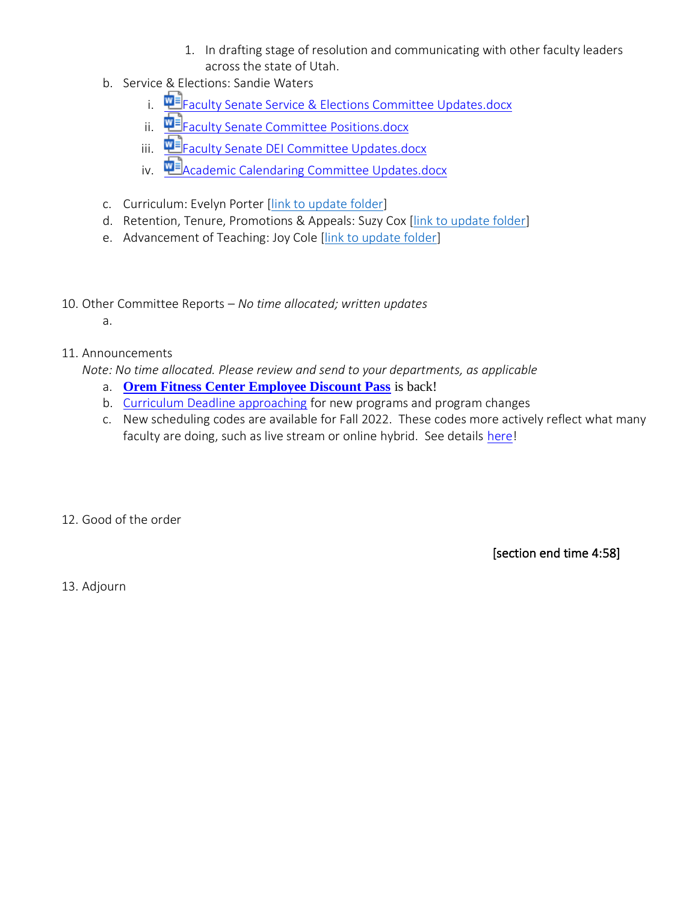1. In drafting stage of resolution and communicating with other faculty leaders across the state of Utah.

b. Service & Elections: Sandie Waters
   i. Faculty Senate Service & Elections Committee Updates.docx
   ii. Faculty Senate Committee Positions.docx
   iii. Faculty Senate DEI Committee Updates.docx
   iv. Academic Calendaring Committee Updates.docx

c. Curriculum: Evelyn Porter [link to update folder]

d. Retention, Tenure, Promotions & Appeals: Suzy Cox [link to update folder]

e. Advancement of Teaching: Joy Cole [link to update folder]

10. Other Committee Reports – *No time allocated; written updates*
    a.

11. Announcements
    *Note: No time allocated. Please review and send to your departments, as applicable*
    a. **Orem Fitness Center Employee Discount Pass** is back!
    b. Curriculum Deadline approaching for new programs and program changes
    c. New scheduling codes are available for Fall 2022. These codes more actively reflect what many faculty are doing, such as live stream or online hybrid. See details here!

12. Good of the order

[section end time 4:58]

13. Adjourn